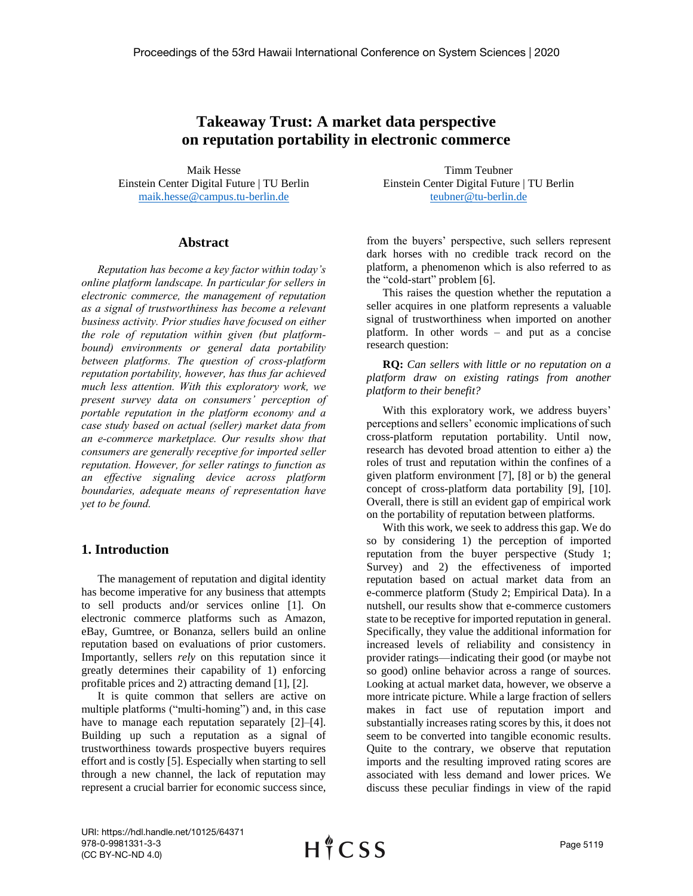# Takeaway Trust: A market data perspective on reputation portability in electronic commerce

Maik Hesse
Einstein Center Digital Future | TU Berlin
maik.hesse@campus.tu-berlin.de

Timm Teubner
Einstein Center Digital Future | TU Berlin
teubner@tu-berlin.de

## Abstract

*Reputation has become a key factor within today's online platform landscape. In particular for sellers in electronic commerce, the management of reputation as a signal of trustworthiness has become a relevant business activity. Prior studies have focused on either the role of reputation within given (but platform-bound) environments or general data portability between platforms. The question of cross-platform reputation portability, however, has thus far achieved much less attention. With this exploratory work, we present survey data on consumers' perception of portable reputation in the platform economy and a case study based on actual (seller) market data from an e-commerce marketplace. Our results show that consumers are generally receptive for imported seller reputation. However, for seller ratings to function as an effective signaling device across platform boundaries, adequate means of representation have yet to be found.*

## 1. Introduction

The management of reputation and digital identity has become imperative for any business that attempts to sell products and/or services online [1]. On electronic commerce platforms such as Amazon, eBay, Gumtree, or Bonanza, sellers build an online reputation based on evaluations of prior customers. Importantly, sellers *rely* on this reputation since it greatly determines their capability of 1) enforcing profitable prices and 2) attracting demand [1], [2].

It is quite common that sellers are active on multiple platforms ("multi-homing") and, in this case have to manage each reputation separately [2]–[4]. Building up such a reputation as a signal of trustworthiness towards prospective buyers requires effort and is costly [5]. Especially when starting to sell through a new channel, the lack of reputation may represent a crucial barrier for economic success since, from the buyers' perspective, such sellers represent dark horses with no credible track record on the platform, a phenomenon which is also referred to as the "cold-start" problem [6].

This raises the question whether the reputation a seller acquires in one platform represents a valuable signal of trustworthiness when imported on another platform. In other words – and put as a concise research question:

**RQ:** *Can sellers with little or no reputation on a platform draw on existing ratings from another platform to their benefit?*

With this exploratory work, we address buyers' perceptions and sellers' economic implications of such cross-platform reputation portability. Until now, research has devoted broad attention to either a) the roles of trust and reputation within the confines of a given platform environment [7], [8] or b) the general concept of cross-platform data portability [9], [10]. Overall, there is still an evident gap of empirical work on the portability of reputation between platforms.

With this work, we seek to address this gap. We do so by considering 1) the perception of imported reputation from the buyer perspective (Study 1; Survey) and 2) the effectiveness of imported reputation based on actual market data from an e-commerce platform (Study 2; Empirical Data). In a nutshell, our results show that e-commerce customers state to be receptive for imported reputation in general. Specifically, they value the additional information for increased levels of reliability and consistency in provider ratings—indicating their good (or maybe not so good) online behavior across a range of sources. Looking at actual market data, however, we observe a more intricate picture. While a large fraction of sellers makes in fact use of reputation import and substantially increases rating scores by this, it does not seem to be converted into tangible economic results. Quite to the contrary, we observe that reputation imports and the resulting improved rating scores are associated with less demand and lower prices. We discuss these peculiar findings in view of the rapid

URI: https://hdl.handle.net/10125/64371
978-0-9981331-3-3
(CC BY-NC-ND 4.0)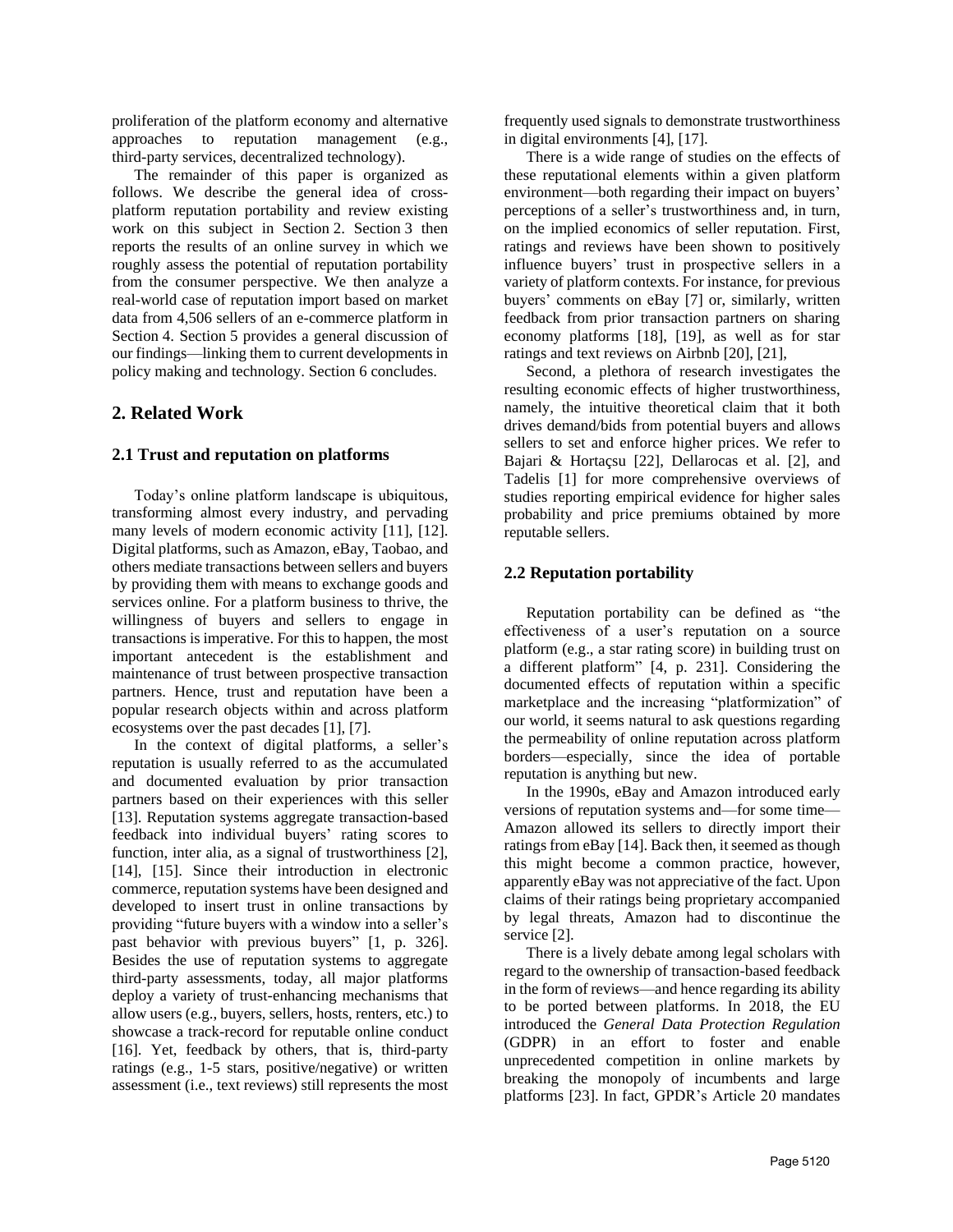proliferation of the platform economy and alternative approaches to reputation management (e.g., third-party services, decentralized technology).

The remainder of this paper is organized as follows. We describe the general idea of cross-platform reputation portability and review existing work on this subject in Section 2. Section 3 then reports the results of an online survey in which we roughly assess the potential of reputation portability from the consumer perspective. We then analyze a real-world case of reputation import based on market data from 4,506 sellers of an e-commerce platform in Section 4. Section 5 provides a general discussion of our findings—linking them to current developments in policy making and technology. Section 6 concludes.

## 2. Related Work

### 2.1 Trust and reputation on platforms

Today's online platform landscape is ubiquitous, transforming almost every industry, and pervading many levels of modern economic activity [11], [12]. Digital platforms, such as Amazon, eBay, Taobao, and others mediate transactions between sellers and buyers by providing them with means to exchange goods and services online. For a platform business to thrive, the willingness of buyers and sellers to engage in transactions is imperative. For this to happen, the most important antecedent is the establishment and maintenance of trust between prospective transaction partners. Hence, trust and reputation have been a popular research objects within and across platform ecosystems over the past decades [1], [7].

In the context of digital platforms, a seller's reputation is usually referred to as the accumulated and documented evaluation by prior transaction partners based on their experiences with this seller [13]. Reputation systems aggregate transaction-based feedback into individual buyers' rating scores to function, inter alia, as a signal of trustworthiness [2], [14], [15]. Since their introduction in electronic commerce, reputation systems have been designed and developed to insert trust in online transactions by providing "future buyers with a window into a seller's past behavior with previous buyers" [1, p. 326]. Besides the use of reputation systems to aggregate third-party assessments, today, all major platforms deploy a variety of trust-enhancing mechanisms that allow users (e.g., buyers, sellers, hosts, renters, etc.) to showcase a track-record for reputable online conduct [16]. Yet, feedback by others, that is, third-party ratings (e.g., 1-5 stars, positive/negative) or written assessment (i.e., text reviews) still represents the most frequently used signals to demonstrate trustworthiness in digital environments [4], [17].

There is a wide range of studies on the effects of these reputational elements within a given platform environment—both regarding their impact on buyers' perceptions of a seller's trustworthiness and, in turn, on the implied economics of seller reputation. First, ratings and reviews have been shown to positively influence buyers' trust in prospective sellers in a variety of platform contexts. For instance, for previous buyers' comments on eBay [7] or, similarly, written feedback from prior transaction partners on sharing economy platforms [18], [19], as well as for star ratings and text reviews on Airbnb [20], [21],

Second, a plethora of research investigates the resulting economic effects of higher trustworthiness, namely, the intuitive theoretical claim that it both drives demand/bids from potential buyers and allows sellers to set and enforce higher prices. We refer to Bajari & Hortaçsu [22], Dellarocas et al. [2], and Tadelis [1] for more comprehensive overviews of studies reporting empirical evidence for higher sales probability and price premiums obtained by more reputable sellers.

### 2.2 Reputation portability

Reputation portability can be defined as "the effectiveness of a user's reputation on a source platform (e.g., a star rating score) in building trust on a different platform" [4, p. 231]. Considering the documented effects of reputation within a specific marketplace and the increasing "platformization" of our world, it seems natural to ask questions regarding the permeability of online reputation across platform borders—especially, since the idea of portable reputation is anything but new.

In the 1990s, eBay and Amazon introduced early versions of reputation systems and—for some time—Amazon allowed its sellers to directly import their ratings from eBay [14]. Back then, it seemed as though this might become a common practice, however, apparently eBay was not appreciative of the fact. Upon claims of their ratings being proprietary accompanied by legal threats, Amazon had to discontinue the service [2].

There is a lively debate among legal scholars with regard to the ownership of transaction-based feedback in the form of reviews—and hence regarding its ability to be ported between platforms. In 2018, the EU introduced the *General Data Protection Regulation* (GDPR) in an effort to foster and enable unprecedented competition in online markets by breaking the monopoly of incumbents and large platforms [23]. In fact, GPDR's Article 20 mandates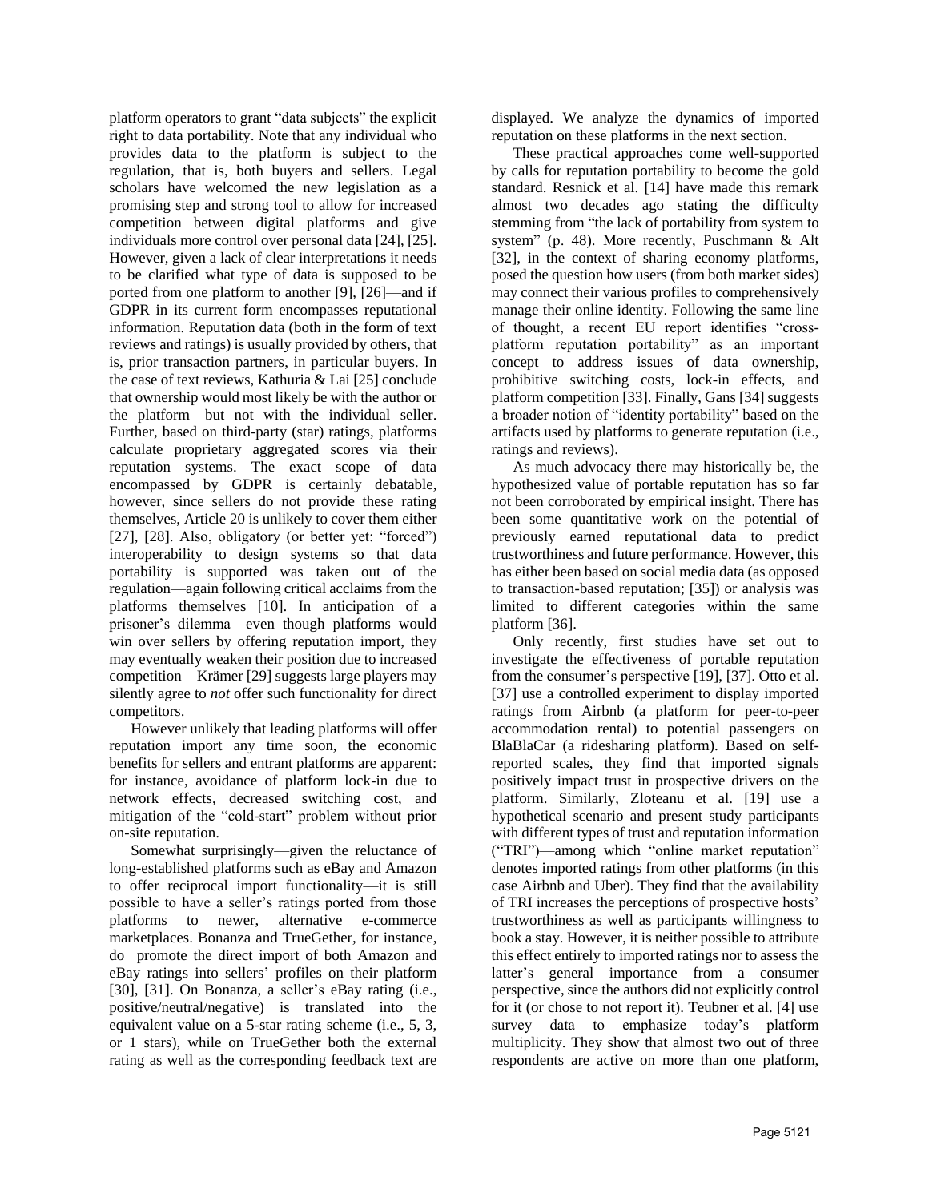platform operators to grant "data subjects" the explicit right to data portability. Note that any individual who provides data to the platform is subject to the regulation, that is, both buyers and sellers. Legal scholars have welcomed the new legislation as a promising step and strong tool to allow for increased competition between digital platforms and give individuals more control over personal data [24], [25]. However, given a lack of clear interpretations it needs to be clarified what type of data is supposed to be ported from one platform to another [9], [26]—and if GDPR in its current form encompasses reputational information. Reputation data (both in the form of text reviews and ratings) is usually provided by others, that is, prior transaction partners, in particular buyers. In the case of text reviews, Kathuria & Lai [25] conclude that ownership would most likely be with the author or the platform—but not with the individual seller. Further, based on third-party (star) ratings, platforms calculate proprietary aggregated scores via their reputation systems. The exact scope of data encompassed by GDPR is certainly debatable, however, since sellers do not provide these rating themselves, Article 20 is unlikely to cover them either [27], [28]. Also, obligatory (or better yet: "forced") interoperability to design systems so that data portability is supported was taken out of the regulation—again following critical acclaims from the platforms themselves [10]. In anticipation of a prisoner's dilemma—even though platforms would win over sellers by offering reputation import, they may eventually weaken their position due to increased competition—Krämer [29] suggests large players may silently agree to *not* offer such functionality for direct competitors.

However unlikely that leading platforms will offer reputation import any time soon, the economic benefits for sellers and entrant platforms are apparent: for instance, avoidance of platform lock-in due to network effects, decreased switching cost, and mitigation of the "cold-start" problem without prior on-site reputation.

Somewhat surprisingly—given the reluctance of long-established platforms such as eBay and Amazon to offer reciprocal import functionality—it is still possible to have a seller's ratings ported from those platforms to newer, alternative e-commerce marketplaces. Bonanza and TrueGether, for instance, do promote the direct import of both Amazon and eBay ratings into sellers' profiles on their platform [30], [31]. On Bonanza, a seller's eBay rating (i.e., positive/neutral/negative) is translated into the equivalent value on a 5-star rating scheme (i.e., 5, 3, or 1 stars), while on TrueGether both the external rating as well as the corresponding feedback text are displayed. We analyze the dynamics of imported reputation on these platforms in the next section.

These practical approaches come well-supported by calls for reputation portability to become the gold standard. Resnick et al. [14] have made this remark almost two decades ago stating the difficulty stemming from "the lack of portability from system to system" (p. 48). More recently, Puschmann & Alt [32], in the context of sharing economy platforms, posed the question how users (from both market sides) may connect their various profiles to comprehensively manage their online identity. Following the same line of thought, a recent EU report identifies "cross-platform reputation portability" as an important concept to address issues of data ownership, prohibitive switching costs, lock-in effects, and platform competition [33]. Finally, Gans [34] suggests a broader notion of "identity portability" based on the artifacts used by platforms to generate reputation (i.e., ratings and reviews).

As much advocacy there may historically be, the hypothesized value of portable reputation has so far not been corroborated by empirical insight. There has been some quantitative work on the potential of previously earned reputational data to predict trustworthiness and future performance. However, this has either been based on social media data (as opposed to transaction-based reputation; [35]) or analysis was limited to different categories within the same platform [36].

Only recently, first studies have set out to investigate the effectiveness of portable reputation from the consumer's perspective [19], [37]. Otto et al. [37] use a controlled experiment to display imported ratings from Airbnb (a platform for peer-to-peer accommodation rental) to potential passengers on BlaBlaCar (a ridesharing platform). Based on self-reported scales, they find that imported signals positively impact trust in prospective drivers on the platform. Similarly, Zloteanu et al. [19] use a hypothetical scenario and present study participants with different types of trust and reputation information ("TRI")—among which "online market reputation" denotes imported ratings from other platforms (in this case Airbnb and Uber). They find that the availability of TRI increases the perceptions of prospective hosts' trustworthiness as well as participants willingness to book a stay. However, it is neither possible to attribute this effect entirely to imported ratings nor to assess the latter's general importance from a consumer perspective, since the authors did not explicitly control for it (or chose to not report it). Teubner et al. [4] use survey data to emphasize today's platform multiplicity. They show that almost two out of three respondents are active on more than one platform,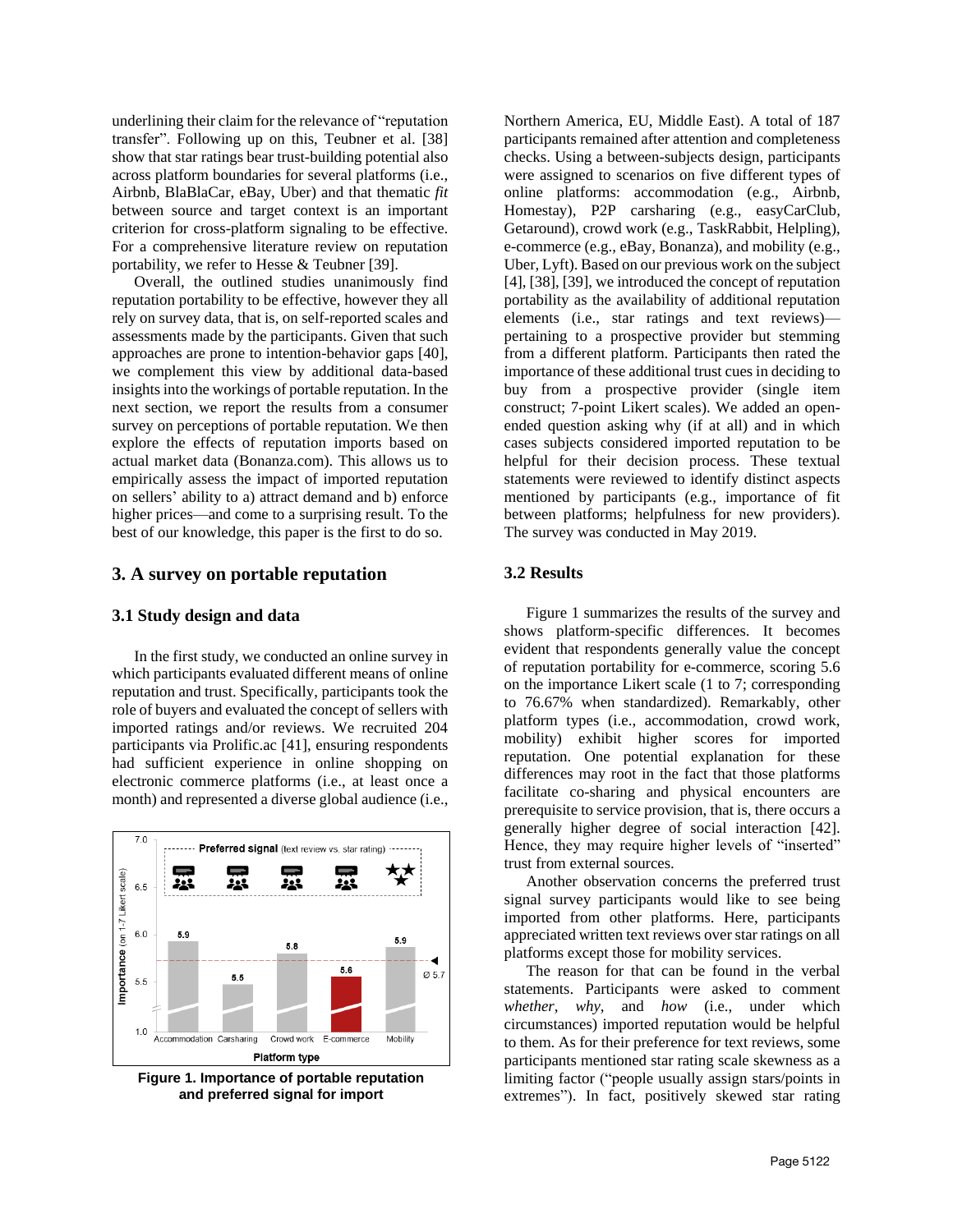underlining their claim for the relevance of "reputation transfer". Following up on this, Teubner et al. [38] show that star ratings bear trust-building potential also across platform boundaries for several platforms (i.e., Airbnb, BlaBlaCar, eBay, Uber) and that thematic *fit* between source and target context is an important criterion for cross-platform signaling to be effective. For a comprehensive literature review on reputation portability, we refer to Hesse & Teubner [39].

Overall, the outlined studies unanimously find reputation portability to be effective, however they all rely on survey data, that is, on self-reported scales and assessments made by the participants. Given that such approaches are prone to intention-behavior gaps [40], we complement this view by additional data-based insights into the workings of portable reputation. In the next section, we report the results from a consumer survey on perceptions of portable reputation. We then explore the effects of reputation imports based on actual market data (Bonanza.com). This allows us to empirically assess the impact of imported reputation on sellers' ability to a) attract demand and b) enforce higher prices—and come to a surprising result. To the best of our knowledge, this paper is the first to do so.

## 3. A survey on portable reputation

### 3.1 Study design and data

In the first study, we conducted an online survey in which participants evaluated different means of online reputation and trust. Specifically, participants took the role of buyers and evaluated the concept of sellers with imported ratings and/or reviews. We recruited 204 participants via Prolific.ac [41], ensuring respondents had sufficient experience in online shopping on electronic commerce platforms (i.e., at least once a month) and represented a diverse global audience (i.e., Northern America, EU, Middle East). A total of 187 participants remained after attention and completeness checks. Using a between-subjects design, participants were assigned to scenarios on five different types of online platforms: accommodation (e.g., Airbnb, Homestay), P2P carsharing (e.g., easyCarClub, Getaround), crowd work (e.g., TaskRabbit, Helpling), e-commerce (e.g., eBay, Bonanza), and mobility (e.g., Uber, Lyft). Based on our previous work on the subject [4], [38], [39], we introduced the concept of reputation portability as the availability of additional reputation elements (i.e., star ratings and text reviews)—pertaining to a prospective provider but stemming from a different platform. Participants then rated the importance of these additional trust cues in deciding to buy from a prospective provider (single item construct; 7-point Likert scales). We added an open-ended question asking why (if at all) and in which cases subjects considered imported reputation to be helpful for their decision process. These textual statements were reviewed to identify distinct aspects mentioned by participants (e.g., importance of fit between platforms; helpfulness for new providers). The survey was conducted in May 2019.

Figure 1. Importance of portable reputation and preferred signal for import

### 3.2 Results

Figure 1 summarizes the results of the survey and shows platform-specific differences. It becomes evident that respondents generally value the concept of reputation portability for e-commerce, scoring 5.6 on the importance Likert scale (1 to 7; corresponding to 76.67% when standardized). Remarkably, other platform types (i.e., accommodation, crowd work, mobility) exhibit higher scores for imported reputation. One potential explanation for these differences may root in the fact that those platforms facilitate co-sharing and physical encounters are prerequisite to service provision, that is, there occurs a generally higher degree of social interaction [42]. Hence, they may require higher levels of "inserted" trust from external sources.

Another observation concerns the preferred trust signal survey participants would like to see being imported from other platforms. Here, participants appreciated written text reviews over star ratings on all platforms except those for mobility services.

The reason for that can be found in the verbal statements. Participants were asked to comment *whether*, *why*, and *how* (i.e., under which circumstances) imported reputation would be helpful to them. As for their preference for text reviews, some participants mentioned star rating scale skewness as a limiting factor ("people usually assign stars/points in extremes"). In fact, positively skewed star rating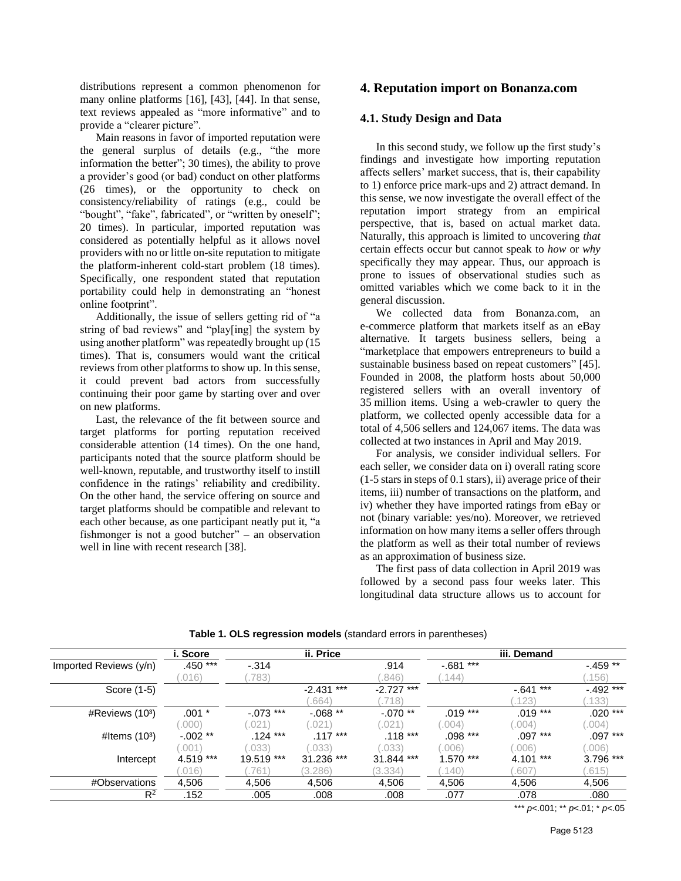distributions represent a common phenomenon for many online platforms [16], [43], [44]. In that sense, text reviews appealed as “more informative” and to provide a “clearer picture”.

Main reasons in favor of imported reputation were the general surplus of details (e.g., “the more information the better”; 30 times), the ability to prove a provider’s good (or bad) conduct on other platforms (26 times), or the opportunity to check on consistency/reliability of ratings (e.g., could be “bought”, “fake”, fabricated”, or “written by oneself”; 20 times). In particular, imported reputation was considered as potentially helpful as it allows novel providers with no or little on-site reputation to mitigate the platform-inherent cold-start problem (18 times). Specifically, one respondent stated that reputation portability could help in demonstrating an “honest online footprint”.

Additionally, the issue of sellers getting rid of “a string of bad reviews” and “play[ing] the system by using another platform” was repeatedly brought up (15 times). That is, consumers would want the critical reviews from other platforms to show up. In this sense, it could prevent bad actors from successfully continuing their poor game by starting over and over on new platforms.

Last, the relevance of the fit between source and target platforms for porting reputation received considerable attention (14 times). On the one hand, participants noted that the source platform should be well-known, reputable, and trustworthy itself to instill confidence in the ratings’ reliability and credibility. On the other hand, the service offering on source and target platforms should be compatible and relevant to each other because, as one participant neatly put it, “a fishmonger is not a good butcher” – an observation well in line with recent research [38].

## 4. Reputation import on Bonanza.com

### 4.1. Study Design and Data

In this second study, we follow up the first study’s findings and investigate how importing reputation affects sellers’ market success, that is, their capability to 1) enforce price mark-ups and 2) attract demand. In this sense, we now investigate the overall effect of the reputation import strategy from an empirical perspective, that is, based on actual market data. Naturally, this approach is limited to uncovering *that* certain effects occur but cannot speak to *how* or *why* specifically they may appear. Thus, our approach is prone to issues of observational studies such as omitted variables which we come back to it in the general discussion.

We collected data from Bonanza.com, an e-commerce platform that markets itself as an eBay alternative. It targets business sellers, being a “marketplace that empowers entrepreneurs to build a sustainable business based on repeat customers” [45]. Founded in 2008, the platform hosts about 50,000 registered sellers with an overall inventory of 35 million items. Using a web-crawler to query the platform, we collected openly accessible data for a total of 4,506 sellers and 124,067 items. The data was collected at two instances in April and May 2019.

For analysis, we consider individual sellers. For each seller, we consider data on i) overall rating score (1-5 stars in steps of 0.1 stars), ii) average price of their items, iii) number of transactions on the platform, and iv) whether they have imported ratings from eBay or not (binary variable: yes/no). Moreover, we retrieved information on how many items a seller offers through the platform as well as their total number of reviews as an approximation of business size.

The first pass of data collection in April 2019 was followed by a second pass four weeks later. This longitudinal data structure allows us to account for

**Table 1. OLS regression models** (standard errors in parentheses)

| | i. Score | ii. Price | | | iii. Demand | | |
|---|---|---|---|---|---|---|---|
| Imported Reviews (y/n) | .450 *** | -.314 | | .914 | -.681 *** | | -.459 ** |
| | (.016) | (.783) | | (.846) | (.144) | | (.156) |
| Score (1-5) | | | -2.431 *** | -2.727 *** | | -.641 *** | -.492 *** |
| | | | (.664) | (.718) | | (.123) | (.133) |
| #Reviews ($10^3$) | .001 * | -.073 *** | -.068 ** | -.070 ** | .019 *** | .019 *** | .020 *** |
| | (.000) | (.021) | (.021) | (.021) | (.004) | (.004) | (.004) |
| #Items ($10^3$) | -.002 ** | .124 *** | .117 *** | .118 *** | .098 *** | .097 *** | .097 *** |
| | (.001) | (.033) | (.033) | (.033) | (.006) | (.006) | (.006) |
| Intercept | 4.519 *** | 19.519 *** | 31.236 *** | 31.844 *** | 1.570 *** | 4.101 *** | 3.796 *** |
| | (.016) | (.761) | (3.286) | (3.334) | (.140) | (.607) | (.615) |
| #Observations | 4,506 | 4,506 | 4,506 | 4,506 | 4,506 | 4,506 | 4,506 |
| $R^2$ | .152 | .005 | .008 | .008 | .077 | .078 | .080 |

*** $p<.001$; ** $p<.01$; * $p<.05$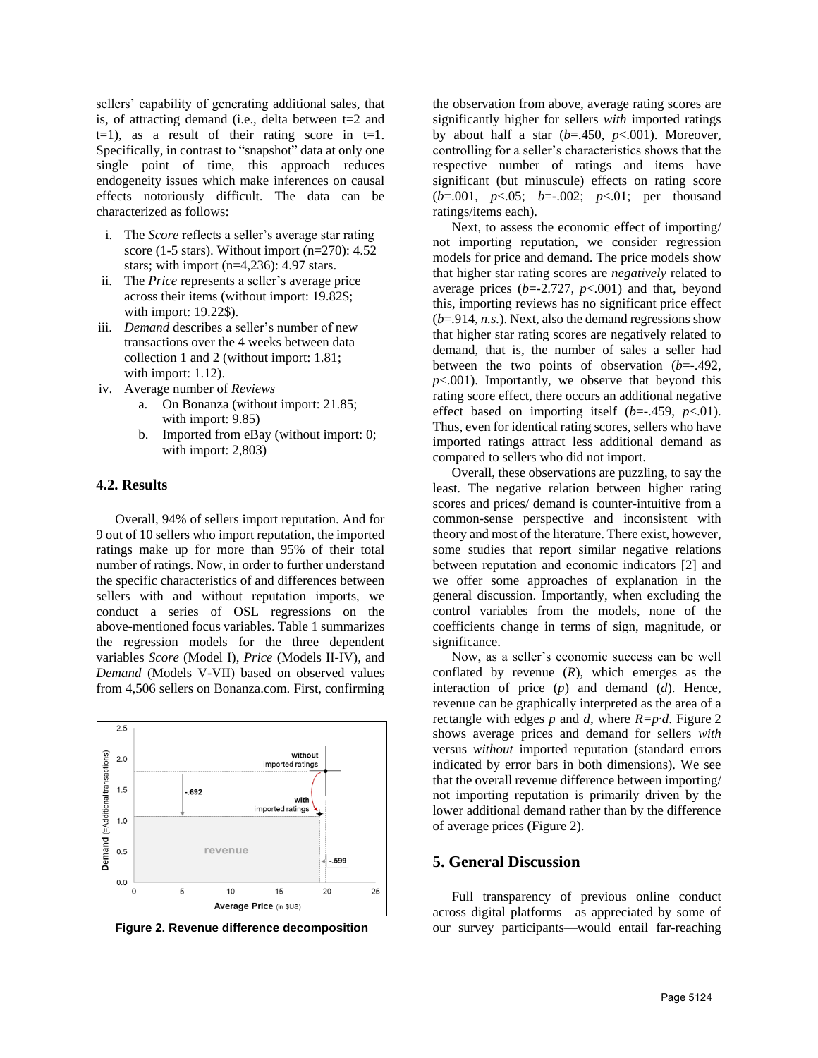sellers' capability of generating additional sales, that is, of attracting demand (i.e., delta between t=2 and t=1), as a result of their rating score in t=1. Specifically, in contrast to "snapshot" data at only one single point of time, this approach reduces endogeneity issues which make inferences on causal effects notoriously difficult. The data can be characterized as follows:

i. The *Score* reflects a seller's average star rating score (1-5 stars). Without import (n=270): 4.52 stars; with import (n=4,236): 4.97 stars.
ii. The *Price* represents a seller's average price across their items (without import: 19.82$; with import: 19.22$).
iii. *Demand* describes a seller's number of new transactions over the 4 weeks between data collection 1 and 2 (without import: 1.81; with import: 1.12).
iv. Average number of *Reviews*
    a. On Bonanza (without import: 21.85; with import: 9.85)
    b. Imported from eBay (without import: 0; with import: 2,803)

### 4.2. Results

Overall, 94% of sellers import reputation. And for 9 out of 10 sellers who import reputation, the imported ratings make up for more than 95% of their total number of ratings. Now, in order to further understand the specific characteristics of and differences between sellers with and without reputation imports, we conduct a series of OSL regressions on the above-mentioned focus variables. Table 1 summarizes the regression models for the three dependent variables *Score* (Model I), *Price* (Models II-IV), and *Demand* (Models V-VII) based on observed values from 4,506 sellers on Bonanza.com. First, confirming the observation from above, average rating scores are significantly higher for sellers *with* imported ratings by about half a star ($b$=.450, $p$<.001). Moreover, controlling for a seller's characteristics shows that the respective number of ratings and items have significant (but minuscule) effects on rating score ($b$=.001, $p$<.05; $b$=-.002; $p$<.01; per thousand ratings/items each).

Next, to assess the economic effect of importing/ not importing reputation, we consider regression models for price and demand. The price models show that higher star rating scores are *negatively* related to average prices ($b$=-2.727, $p$<.001) and that, beyond this, importing reviews has no significant price effect ($b$=.914, *n.s.*). Next, also the demand regressions show that higher star rating scores are negatively related to demand, that is, the number of sales a seller had between the two points of observation ($b$=-.492, $p$<.001). Importantly, we observe that beyond this rating score effect, there occurs an additional negative effect based on importing itself ($b$=-.459, $p$<.01). Thus, even for identical rating scores, sellers who have imported ratings attract less additional demand as compared to sellers who did not import.

Overall, these observations are puzzling, to say the least. The negative relation between higher rating scores and prices/ demand is counter-intuitive from a common-sense perspective and inconsistent with theory and most of the literature. There exist, however, some studies that report similar negative relations between reputation and economic indicators [2] and we offer some approaches of explanation in the general discussion. Importantly, when excluding the control variables from the models, none of the coefficients change in terms of sign, magnitude, or significance.

Now, as a seller's economic success can be well conflated by revenue ($R$), which emerges as the interaction of price ($p$) and demand ($d$). Hence, revenue can be graphically interpreted as the area of a rectangle with edges $p$ and $d$, where $R=p \cdot d$. Figure 2 shows average prices and demand for sellers *with* versus *without* imported reputation (standard errors indicated by error bars in both dimensions). We see that the overall revenue difference between importing/ not importing reputation is primarily driven by the lower additional demand rather than by the difference of average prices (Figure 2).

**Figure 2. Revenue difference decomposition**

## 5. General Discussion

Full transparency of previous online conduct across digital platforms—as appreciated by some of our survey participants—would entail far-reaching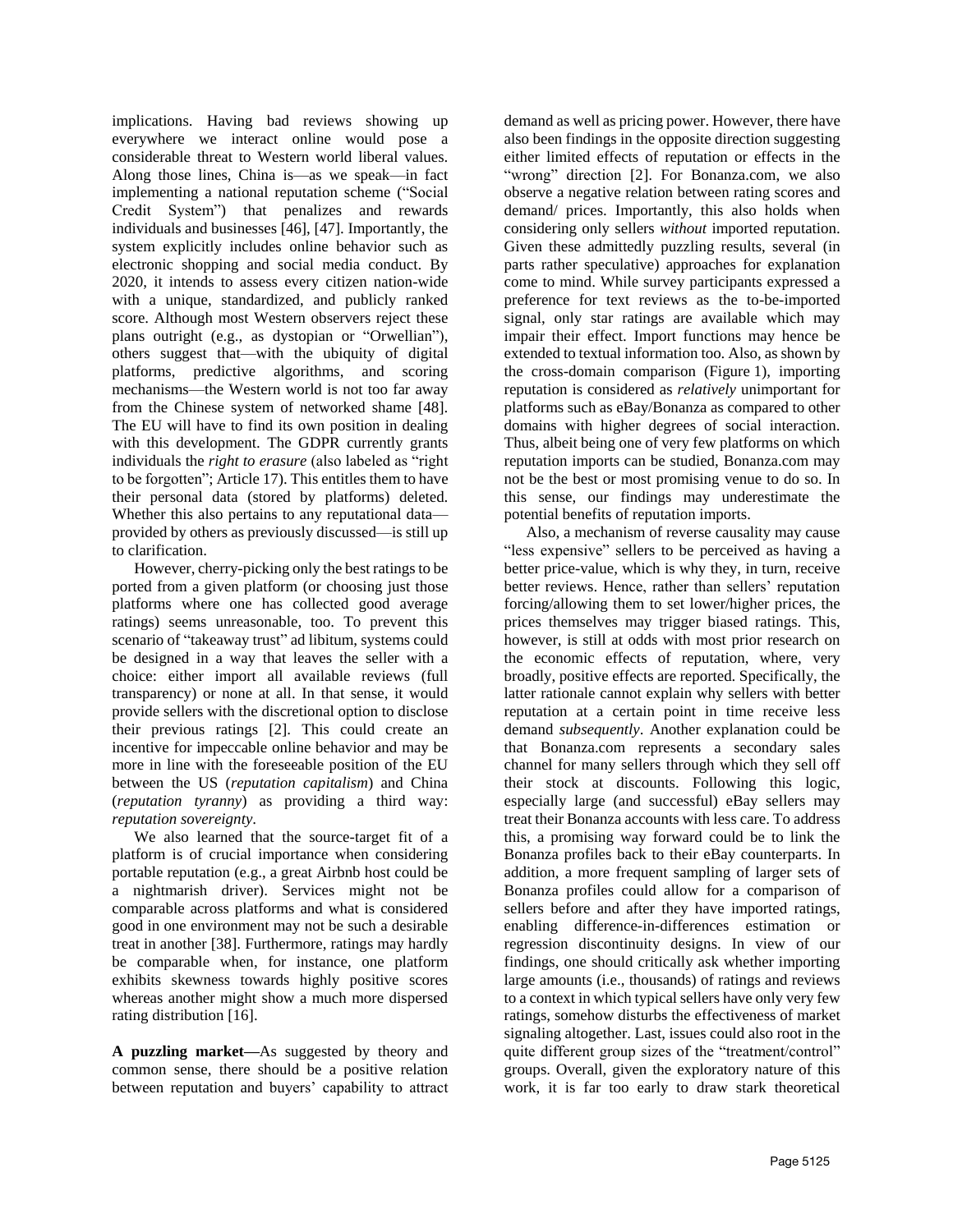implications. Having bad reviews showing up everywhere we interact online would pose a considerable threat to Western world liberal values. Along those lines, China is—as we speak—in fact implementing a national reputation scheme ("Social Credit System") that penalizes and rewards individuals and businesses [46], [47]. Importantly, the system explicitly includes online behavior such as electronic shopping and social media conduct. By 2020, it intends to assess every citizen nation-wide with a unique, standardized, and publicly ranked score. Although most Western observers reject these plans outright (e.g., as dystopian or "Orwellian"), others suggest that—with the ubiquity of digital platforms, predictive algorithms, and scoring mechanisms—the Western world is not too far away from the Chinese system of networked shame [48]. The EU will have to find its own position in dealing with this development. The GDPR currently grants individuals the *right to erasure* (also labeled as "right to be forgotten"; Article 17). This entitles them to have their personal data (stored by platforms) deleted. Whether this also pertains to any reputational data—provided by others as previously discussed—is still up to clarification.

However, cherry-picking only the best ratings to be ported from a given platform (or choosing just those platforms where one has collected good average ratings) seems unreasonable, too. To prevent this scenario of "takeaway trust" ad libitum, systems could be designed in a way that leaves the seller with a choice: either import all available reviews (full transparency) or none at all. In that sense, it would provide sellers with the discretional option to disclose their previous ratings [2]. This could create an incentive for impeccable online behavior and may be more in line with the foreseeable position of the EU between the US (*reputation capitalism*) and China (*reputation tyranny*) as providing a third way: *reputation sovereignty*.

We also learned that the source-target fit of a platform is of crucial importance when considering portable reputation (e.g., a great Airbnb host could be a nightmarish driver). Services might not be comparable across platforms and what is considered good in one environment may not be such a desirable treat in another [38]. Furthermore, ratings may hardly be comparable when, for instance, one platform exhibits skewness towards highly positive scores whereas another might show a much more dispersed rating distribution [16].

**A puzzling market—**As suggested by theory and common sense, there should be a positive relation between reputation and buyers' capability to attract demand as well as pricing power. However, there have also been findings in the opposite direction suggesting either limited effects of reputation or effects in the "wrong" direction [2]. For Bonanza.com, we also observe a negative relation between rating scores and demand/ prices. Importantly, this also holds when considering only sellers *without* imported reputation. Given these admittedly puzzling results, several (in parts rather speculative) approaches for explanation come to mind. While survey participants expressed a preference for text reviews as the to-be-imported signal, only star ratings are available which may impair their effect. Import functions may hence be extended to textual information too. Also, as shown by the cross-domain comparison (Figure 1), importing reputation is considered as *relatively* unimportant for platforms such as eBay/Bonanza as compared to other domains with higher degrees of social interaction. Thus, albeit being one of very few platforms on which reputation imports can be studied, Bonanza.com may not be the best or most promising venue to do so. In this sense, our findings may underestimate the potential benefits of reputation imports.

Also, a mechanism of reverse causality may cause "less expensive" sellers to be perceived as having a better price-value, which is why they, in turn, receive better reviews. Hence, rather than sellers' reputation forcing/allowing them to set lower/higher prices, the prices themselves may trigger biased ratings. This, however, is still at odds with most prior research on the economic effects of reputation, where, very broadly, positive effects are reported. Specifically, the latter rationale cannot explain why sellers with better reputation at a certain point in time receive less demand *subsequently*. Another explanation could be that Bonanza.com represents a secondary sales channel for many sellers through which they sell off their stock at discounts. Following this logic, especially large (and successful) eBay sellers may treat their Bonanza accounts with less care. To address this, a promising way forward could be to link the Bonanza profiles back to their eBay counterparts. In addition, a more frequent sampling of larger sets of Bonanza profiles could allow for a comparison of sellers before and after they have imported ratings, enabling difference-in-differences estimation or regression discontinuity designs. In view of our findings, one should critically ask whether importing large amounts (i.e., thousands) of ratings and reviews to a context in which typical sellers have only very few ratings, somehow disturbs the effectiveness of market signaling altogether. Last, issues could also root in the quite different group sizes of the "treatment/control" groups. Overall, given the exploratory nature of this work, it is far too early to draw stark theoretical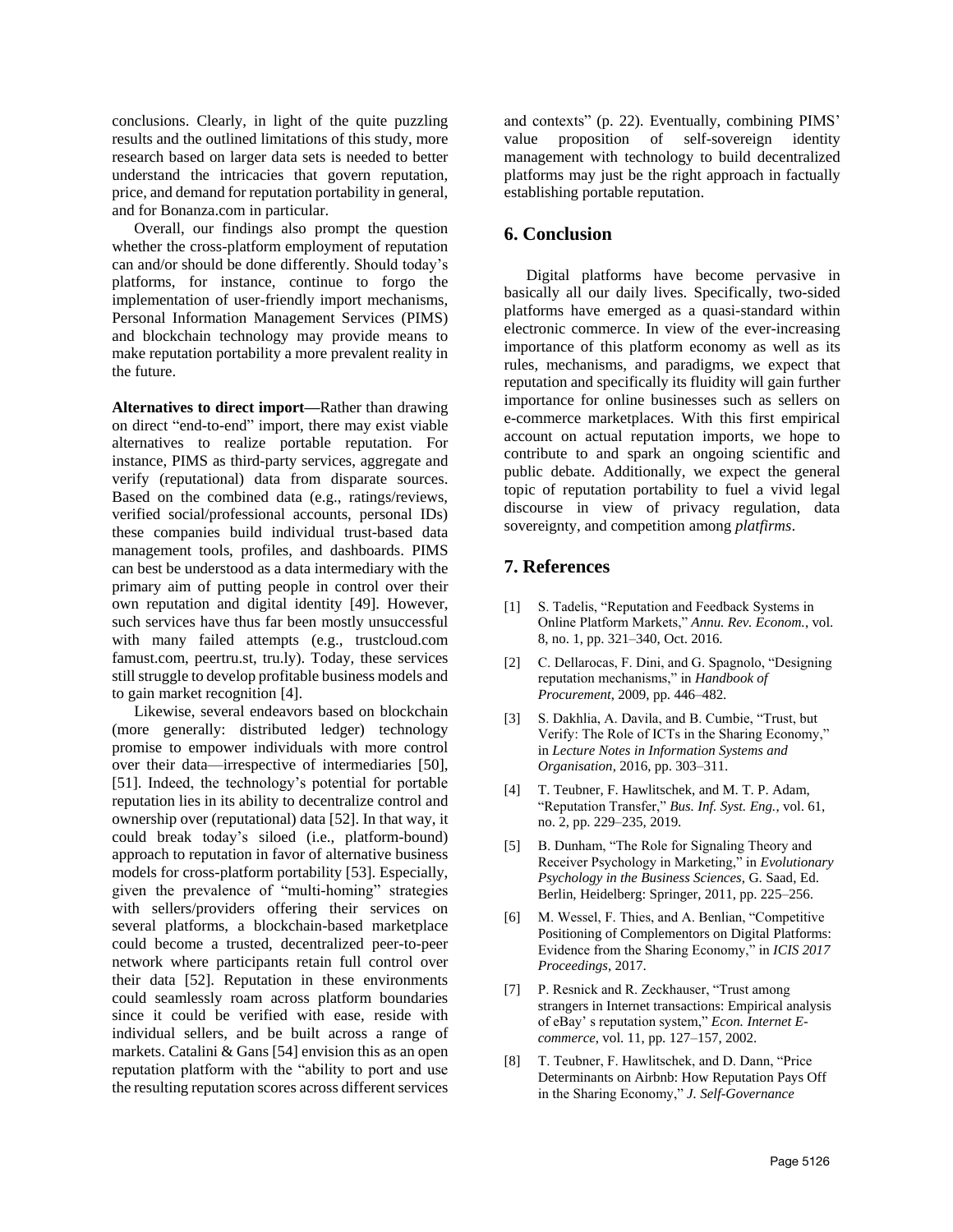conclusions. Clearly, in light of the quite puzzling results and the outlined limitations of this study, more research based on larger data sets is needed to better understand the intricacies that govern reputation, price, and demand for reputation portability in general, and for Bonanza.com in particular.

Overall, our findings also prompt the question whether the cross-platform employment of reputation can and/or should be done differently. Should today's platforms, for instance, continue to forgo the implementation of user-friendly import mechanisms, Personal Information Management Services (PIMS) and blockchain technology may provide means to make reputation portability a more prevalent reality in the future.

**Alternatives to direct import—**Rather than drawing on direct "end-to-end" import, there may exist viable alternatives to realize portable reputation. For instance, PIMS as third-party services, aggregate and verify (reputational) data from disparate sources. Based on the combined data (e.g., ratings/reviews, verified social/professional accounts, personal IDs) these companies build individual trust-based data management tools, profiles, and dashboards. PIMS can best be understood as a data intermediary with the primary aim of putting people in control over their own reputation and digital identity [49]. However, such services have thus far been mostly unsuccessful with many failed attempts (e.g., trustcloud.com famust.com, peertru.st, tru.ly). Today, these services still struggle to develop profitable business models and to gain market recognition [4].

Likewise, several endeavors based on blockchain (more generally: distributed ledger) technology promise to empower individuals with more control over their data—irrespective of intermediaries [50], [51]. Indeed, the technology's potential for portable reputation lies in its ability to decentralize control and ownership over (reputational) data [52]. In that way, it could break today's siloed (i.e., platform-bound) approach to reputation in favor of alternative business models for cross-platform portability [53]. Especially, given the prevalence of "multi-homing" strategies with sellers/providers offering their services on several platforms, a blockchain-based marketplace could become a trusted, decentralized peer-to-peer network where participants retain full control over their data [52]. Reputation in these environments could seamlessly roam across platform boundaries since it could be verified with ease, reside with individual sellers, and be built across a range of markets. Catalini & Gans [54] envision this as an open reputation platform with the "ability to port and use the resulting reputation scores across different services and contexts" (p. 22). Eventually, combining PIMS' value proposition of self-sovereign identity management with technology to build decentralized platforms may just be the right approach in factually establishing portable reputation.

## 6. Conclusion

Digital platforms have become pervasive in basically all our daily lives. Specifically, two-sided platforms have emerged as a quasi-standard within electronic commerce. In view of the ever-increasing importance of this platform economy as well as its rules, mechanisms, and paradigms, we expect that reputation and specifically its fluidity will gain further importance for online businesses such as sellers on e-commerce marketplaces. With this first empirical account on actual reputation imports, we hope to contribute to and spark an ongoing scientific and public debate. Additionally, we expect the general topic of reputation portability to fuel a vivid legal discourse in view of privacy regulation, data sovereignty, and competition among *platfirms*.

## 7. References

[1] S. Tadelis, "Reputation and Feedback Systems in Online Platform Markets," *Annu. Rev. Econom.*, vol. 8, no. 1, pp. 321–340, Oct. 2016.

[2] C. Dellarocas, F. Dini, and G. Spagnolo, "Designing reputation mechanisms," in *Handbook of Procurement*, 2009, pp. 446–482.

[3] S. Dakhlia, A. Davila, and B. Cumbie, "Trust, but Verify: The Role of ICTs in the Sharing Economy," in *Lecture Notes in Information Systems and Organisation*, 2016, pp. 303–311.

[4] T. Teubner, F. Hawlitschek, and M. T. P. Adam, "Reputation Transfer," *Bus. Inf. Syst. Eng.*, vol. 61, no. 2, pp. 229–235, 2019.

[5] B. Dunham, "The Role for Signaling Theory and Receiver Psychology in Marketing," in *Evolutionary Psychology in the Business Sciences*, G. Saad, Ed. Berlin, Heidelberg: Springer, 2011, pp. 225–256.

[6] M. Wessel, F. Thies, and A. Benlian, "Competitive Positioning of Complementors on Digital Platforms: Evidence from the Sharing Economy," in *ICIS 2017 Proceedings*, 2017.

[7] P. Resnick and R. Zeckhauser, "Trust among strangers in Internet transactions: Empirical analysis of eBay' s reputation system," *Econ. Internet E-commerce*, vol. 11, pp. 127–157, 2002.

[8] T. Teubner, F. Hawlitschek, and D. Dann, "Price Determinants on Airbnb: How Reputation Pays Off in the Sharing Economy," *J. Self-Governance*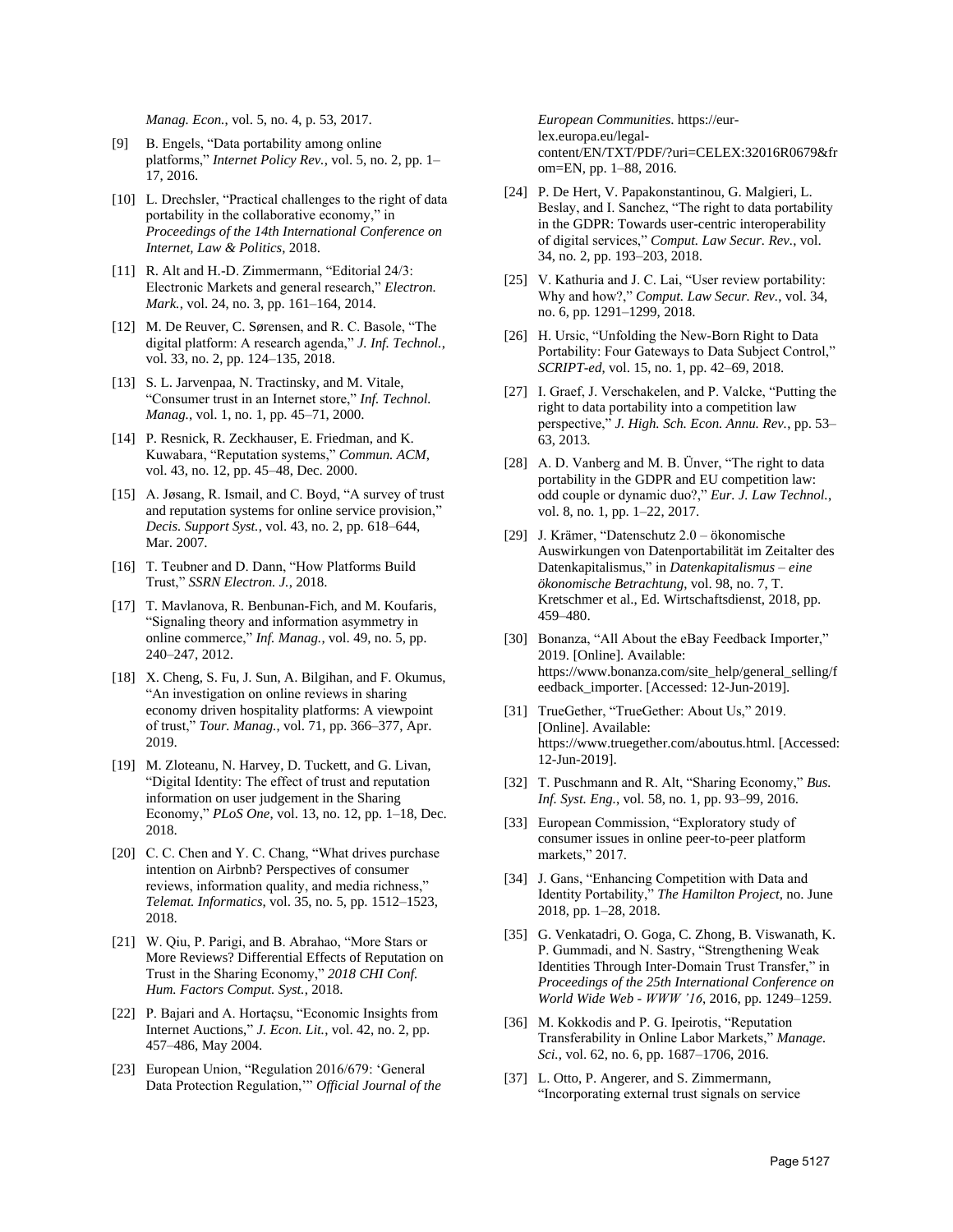*Manag. Econ.*, vol. 5, no. 4, p. 53, 2017.

[9] B. Engels, "Data portability among online platforms," *Internet Policy Rev.*, vol. 5, no. 2, pp. 1–17, 2016.

[10] L. Drechsler, "Practical challenges to the right of data portability in the collaborative economy," in *Proceedings of the 14th International Conference on Internet, Law & Politics*, 2018.

[11] R. Alt and H.-D. Zimmermann, "Editorial 24/3: Electronic Markets and general research," *Electron. Mark.*, vol. 24, no. 3, pp. 161–164, 2014.

[12] M. De Reuver, C. Sørensen, and R. C. Basole, "The digital platform: A research agenda," *J. Inf. Technol.*, vol. 33, no. 2, pp. 124–135, 2018.

[13] S. L. Jarvenpaa, N. Tractinsky, and M. Vitale, "Consumer trust in an Internet store," *Inf. Technol. Manag.*, vol. 1, no. 1, pp. 45–71, 2000.

[14] P. Resnick, R. Zeckhauser, E. Friedman, and K. Kuwabara, "Reputation systems," *Commun. ACM*, vol. 43, no. 12, pp. 45–48, Dec. 2000.

[15] A. Jøsang, R. Ismail, and C. Boyd, "A survey of trust and reputation systems for online service provision," *Decis. Support Syst.*, vol. 43, no. 2, pp. 618–644, Mar. 2007.

[16] T. Teubner and D. Dann, "How Platforms Build Trust," *SSRN Electron. J.*, 2018.

[17] T. Mavlanova, R. Benbunan-Fich, and M. Koufaris, "Signaling theory and information asymmetry in online commerce," *Inf. Manag.*, vol. 49, no. 5, pp. 240–247, 2012.

[18] X. Cheng, S. Fu, J. Sun, A. Bilgihan, and F. Okumus, "An investigation on online reviews in sharing economy driven hospitality platforms: A viewpoint of trust," *Tour. Manag.*, vol. 71, pp. 366–377, Apr. 2019.

[19] M. Zloteanu, N. Harvey, D. Tuckett, and G. Livan, "Digital Identity: The effect of trust and reputation information on user judgement in the Sharing Economy," *PLoS One*, vol. 13, no. 12, pp. 1–18, Dec. 2018.

[20] C. C. Chen and Y. C. Chang, "What drives purchase intention on Airbnb? Perspectives of consumer reviews, information quality, and media richness," *Telemat. Informatics*, vol. 35, no. 5, pp. 1512–1523, 2018.

[21] W. Qiu, P. Parigi, and B. Abrahao, "More Stars or More Reviews? Differential Effects of Reputation on Trust in the Sharing Economy," *2018 CHI Conf. Hum. Factors Comput. Syst.*, 2018.

[22] P. Bajari and A. Hortaçsu, "Economic Insights from Internet Auctions," *J. Econ. Lit.*, vol. 42, no. 2, pp. 457–486, May 2004.

[23] European Union, "Regulation 2016/679: 'General Data Protection Regulation,'" *Official Journal of the European Communities*. https://eur-lex.europa.eu/legal-content/EN/TXT/PDF/?uri=CELEX:32016R0679&from=EN, pp. 1–88, 2016.

[24] P. De Hert, V. Papakonstantinou, G. Malgieri, L. Beslay, and I. Sanchez, "The right to data portability in the GDPR: Towards user-centric interoperability of digital services," *Comput. Law Secur. Rev.*, vol. 34, no. 2, pp. 193–203, 2018.

[25] V. Kathuria and J. C. Lai, "User review portability: Why and how?," *Comput. Law Secur. Rev.*, vol. 34, no. 6, pp. 1291–1299, 2018.

[26] H. Ursic, "Unfolding the New-Born Right to Data Portability: Four Gateways to Data Subject Control," *SCRIPT-ed*, vol. 15, no. 1, pp. 42–69, 2018.

[27] I. Graef, J. Verschakelen, and P. Valcke, "Putting the right to data portability into a competition law perspective," *J. High. Sch. Econ. Annu. Rev.*, pp. 53–63, 2013.

[28] A. D. Vanberg and M. B. Ünver, "The right to data portability in the GDPR and EU competition law: odd couple or dynamic duo?," *Eur. J. Law Technol.*, vol. 8, no. 1, pp. 1–22, 2017.

[29] J. Krämer, "Datenschutz 2.0 – ökonomische Auswirkungen von Datenportabilität im Zeitalter des Datenkapitalismus," in *Datenkapitalismus – eine ökonomische Betrachtung*, vol. 98, no. 7, T. Kretschmer et al., Ed. Wirtschaftsdienst, 2018, pp. 459–480.

[30] Bonanza, "All About the eBay Feedback Importer," 2019. [Online]. Available: https://www.bonanza.com/site_help/general_selling/feedback_importer. [Accessed: 12-Jun-2019].

[31] TrueGether, "TrueGether: About Us," 2019. [Online]. Available: https://www.truegether.com/aboutus.html. [Accessed: 12-Jun-2019].

[32] T. Puschmann and R. Alt, "Sharing Economy," *Bus. Inf. Syst. Eng.*, vol. 58, no. 1, pp. 93–99, 2016.

[33] European Commission, "Exploratory study of consumer issues in online peer-to-peer platform markets," 2017.

[34] J. Gans, "Enhancing Competition with Data and Identity Portability," *The Hamilton Project*, no. June 2018, pp. 1–28, 2018.

[35] G. Venkatadri, O. Goga, C. Zhong, B. Viswanath, K. P. Gummadi, and N. Sastry, "Strengthening Weak Identities Through Inter-Domain Trust Transfer," in *Proceedings of the 25th International Conference on World Wide Web - WWW '16*, 2016, pp. 1249–1259.

[36] M. Kokkodis and P. G. Ipeirotis, "Reputation Transferability in Online Labor Markets," *Manage. Sci.*, vol. 62, no. 6, pp. 1687–1706, 2016.

[37] L. Otto, P. Angerer, and S. Zimmermann, "Incorporating external trust signals on service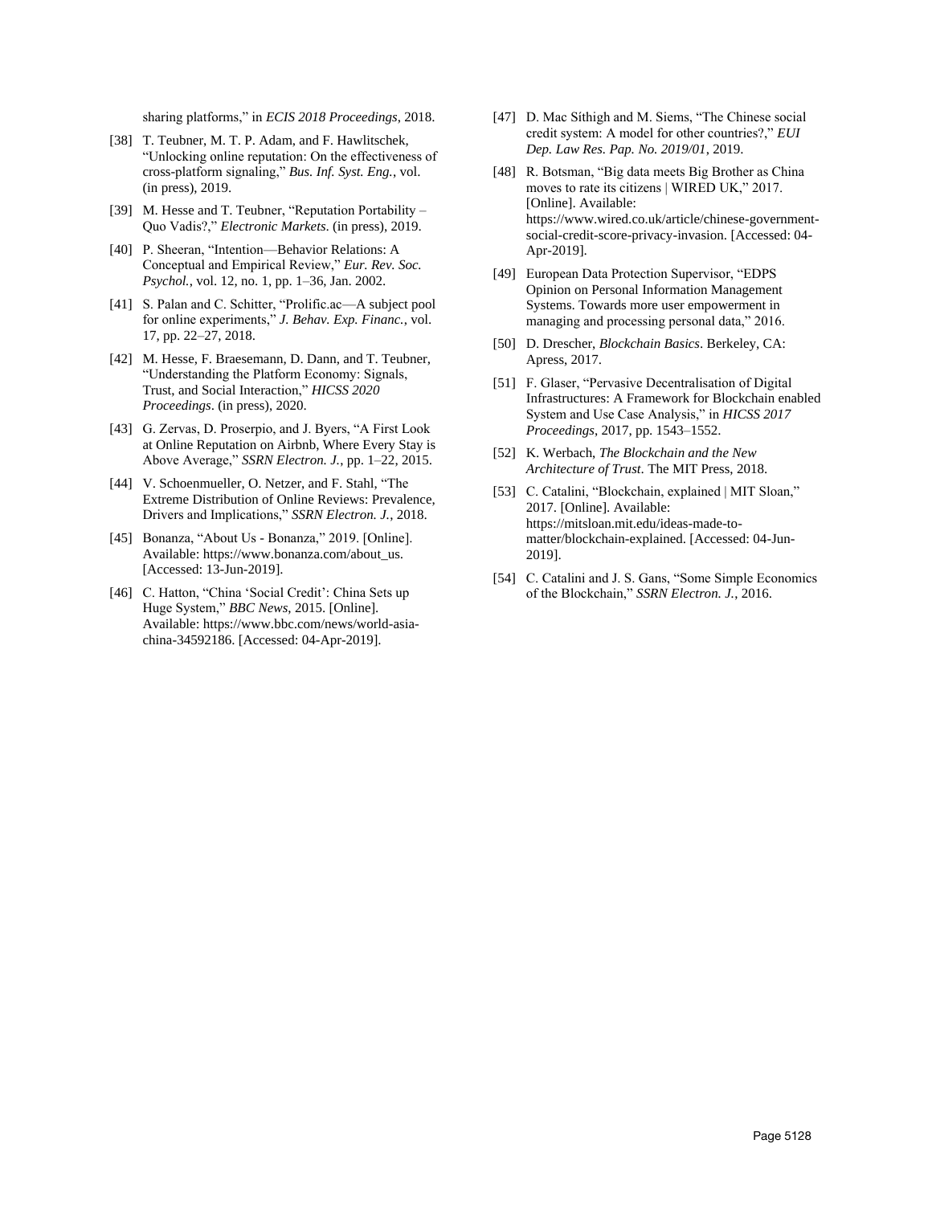sharing platforms," in *ECIS 2018 Proceedings*, 2018.

[38] T. Teubner, M. T. P. Adam, and F. Hawlitschek, "Unlocking online reputation: On the effectiveness of cross-platform signaling," *Bus. Inf. Syst. Eng.*, vol. (in press), 2019.

[39] M. Hesse and T. Teubner, "Reputation Portability – Quo Vadis?," *Electronic Markets*. (in press), 2019.

[40] P. Sheeran, "Intention—Behavior Relations: A Conceptual and Empirical Review," *Eur. Rev. Soc. Psychol.*, vol. 12, no. 1, pp. 1–36, Jan. 2002.

[41] S. Palan and C. Schitter, "Prolific.ac—A subject pool for online experiments," *J. Behav. Exp. Financ.*, vol. 17, pp. 22–27, 2018.

[42] M. Hesse, F. Braesemann, D. Dann, and T. Teubner, "Understanding the Platform Economy: Signals, Trust, and Social Interaction," *HICSS 2020 Proceedings*. (in press), 2020.

[43] G. Zervas, D. Proserpio, and J. Byers, "A First Look at Online Reputation on Airbnb, Where Every Stay is Above Average," *SSRN Electron. J.*, pp. 1–22, 2015.

[44] V. Schoenmueller, O. Netzer, and F. Stahl, "The Extreme Distribution of Online Reviews: Prevalence, Drivers and Implications," *SSRN Electron. J.*, 2018.

[45] Bonanza, "About Us - Bonanza," 2019. [Online]. Available: https://www.bonanza.com/about_us. [Accessed: 13-Jun-2019].

[46] C. Hatton, "China 'Social Credit': China Sets up Huge System," *BBC News*, 2015. [Online]. Available: https://www.bbc.com/news/world-asia-china-34592186. [Accessed: 04-Apr-2019].

[47] D. Mac Síthigh and M. Siems, "The Chinese social credit system: A model for other countries?," *EUI Dep. Law Res. Pap. No. 2019/01*, 2019.

[48] R. Botsman, "Big data meets Big Brother as China moves to rate its citizens | WIRED UK," 2017. [Online]. Available: https://www.wired.co.uk/article/chinese-government-social-credit-score-privacy-invasion. [Accessed: 04-Apr-2019].

[49] European Data Protection Supervisor, "EDPS Opinion on Personal Information Management Systems. Towards more user empowerment in managing and processing personal data," 2016.

[50] D. Drescher, *Blockchain Basics*. Berkeley, CA: Apress, 2017.

[51] F. Glaser, "Pervasive Decentralisation of Digital Infrastructures: A Framework for Blockchain enabled System and Use Case Analysis," in *HICSS 2017 Proceedings*, 2017, pp. 1543–1552.

[52] K. Werbach, *The Blockchain and the New Architecture of Trust*. The MIT Press, 2018.

[53] C. Catalini, "Blockchain, explained | MIT Sloan," 2017. [Online]. Available: https://mitsloan.mit.edu/ideas-made-to-matter/blockchain-explained. [Accessed: 04-Jun-2019].

[54] C. Catalini and J. S. Gans, "Some Simple Economics of the Blockchain," *SSRN Electron. J.*, 2016.